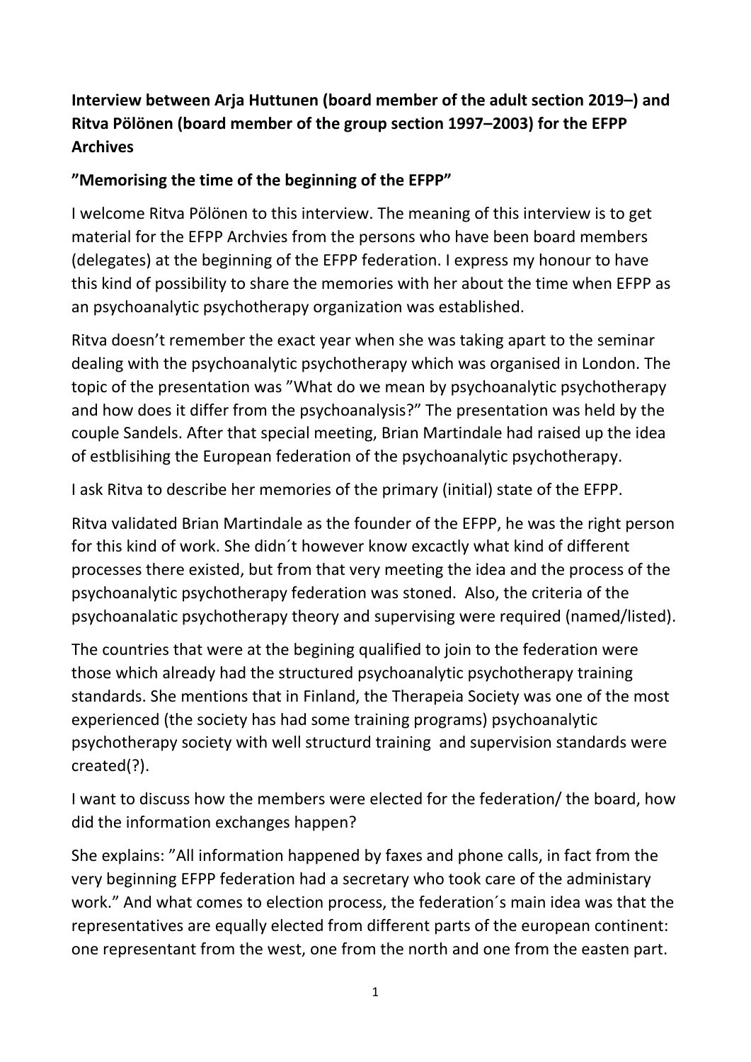**Interview between Arja Huttunen (board member of the adult section 2019–) and Ritva Pölönen (board member of the group section 1997–2003) for the EFPP Archives**

**”Memorising the time of the beginning of the EFPP”**

I welcome Ritva Pölönen to this interview. The meaning of this interview is to get material for the EFPP Archvies from the persons who have been board members (delegates) at the beginning of the EFPP federation. I express my honour to have this kind of possibility to share the memories with her about the time when EFPP as an psychoanalytic psychotherapy organization was established.

Ritva doesn’t remember the exact year when she was taking apart to the seminar dealing with the psychoanalytic psychotherapy which was organised in London. The topic of the presentation was ”What do we mean by psychoanalytic psychotherapy and how does it differ from the psychoanalysis?” The presentation was held by the couple Sandels. After that special meeting, Brian Martindale had raised up the idea of estblisihing the European federation of the psychoanalytic psychotherapy.

I ask Ritva to describe her memories of the primary (initial) state of the EFPP.

Ritva validated Brian Martindale as the founder of the EFPP, he was the right person for this kind of work. She didn´t however know excactly what kind of different processes there existed, but from that very meeting the idea and the process of the psychoanalytic psychotherapy federation was stoned. Also, the criteria of the psychoanalatic psychotherapy theory and supervising were required (named/listed).

The countries that were at the begining qualified to join to the federation were those which already had the structured psychoanalytic psychotherapy training standards. She mentions that in Finland, the Therapeia Society was one of the most experienced (the society has had some training programs) psychoanalytic psychotherapy society with well structurd training and supervision standards were created(?).

I want to discuss how the members were elected for the federation/ the board, how did the information exchanges happen?

She explains: ”All information happened by faxes and phone calls, in fact from the very beginning EFPP federation had a secretary who took care of the administary work.” And what comes to election process, the federation´s main idea was that the representatives are equally elected from different parts of the european continent: one representant from the west, one from the north and one from the easten part.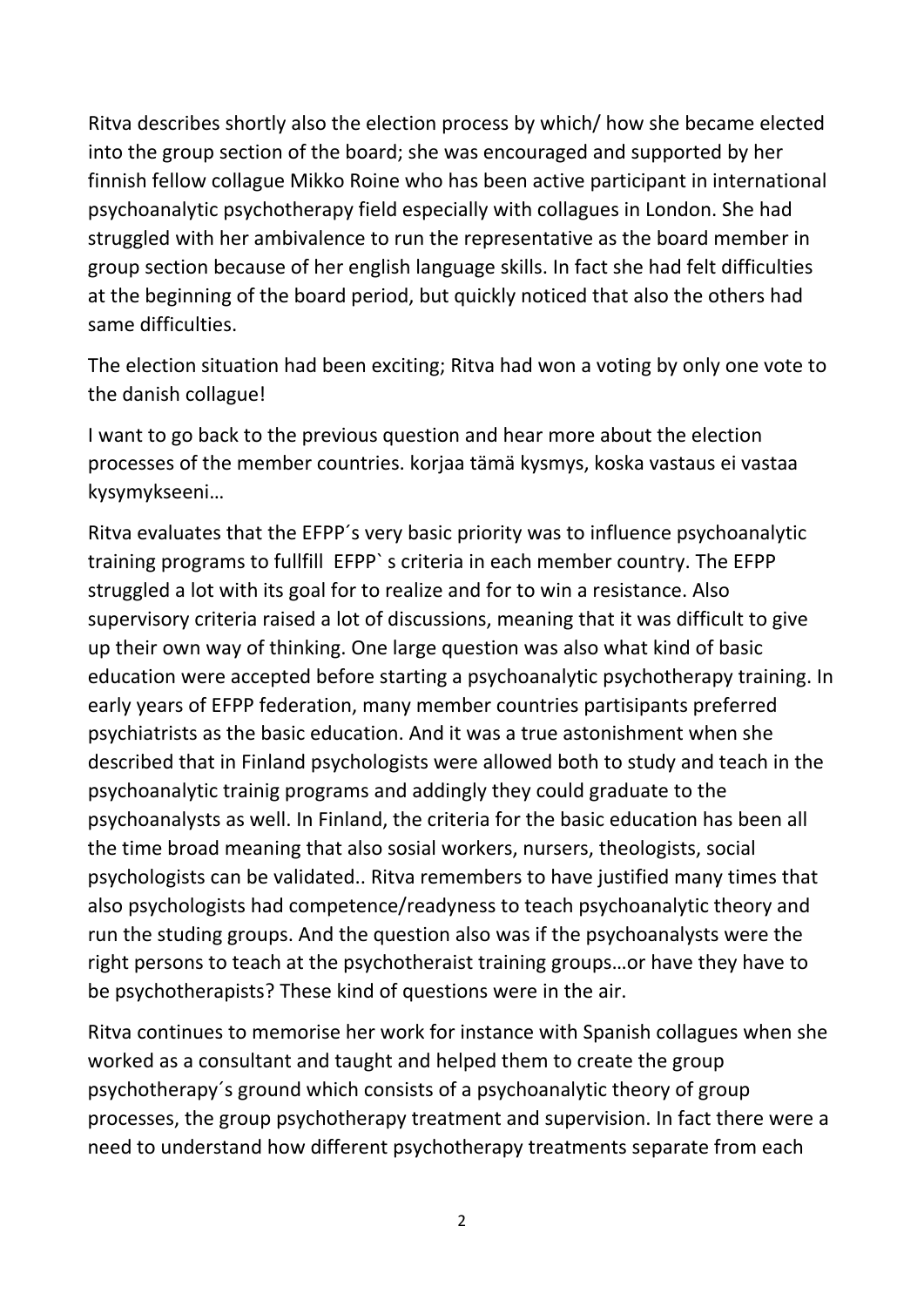Ritva describes shortly also the election process by which/ how she became elected into the group section of the board; she was encouraged and supported by her finnish fellow collague Mikko Roine who has been active participant in international psychoanalytic psychotherapy field especially with collagues in London. She had struggled with her ambivalence to run the representative as the board member in group section because of her english language skills. In fact she had felt difficulties at the beginning of the board period, but quickly noticed that also the others had same difficulties.

The election situation had been exciting; Ritva had won a voting by only one vote to the danish collague!

I want to go back to the previous question and hear more about the election processes of the member countries. korjaa tämä kysmys, koska vastaus ei vastaa kysymykseeni…

Ritva evaluates that the EFPP´s very basic priority was to influence psychoanalytic training programs to fullfill EFPP` s criteria in each member country. The EFPP struggled a lot with its goal for to realize and for to win a resistance. Also supervisory criteria raised a lot of discussions, meaning that it was difficult to give up their own way of thinking. One large question was also what kind of basic education were accepted before starting a psychoanalytic psychotherapy training. In early years of EFPP federation, many member countries partisipants preferred psychiatrists as the basic education. And it was a true astonishment when she described that in Finland psychologists were allowed both to study and teach in the psychoanalytic trainig programs and addingly they could graduate to the psychoanalysts as well. In Finland, the criteria for the basic education has been all the time broad meaning that also sosial workers, nursers, theologists, social psychologists can be validated.. Ritva remembers to have justified many times that also psychologists had competence/readyness to teach psychoanalytic theory and run the studing groups. And the question also was if the psychoanalysts were the right persons to teach at the psychotheraist training groups…or have they have to be psychotherapists? These kind of questions were in the air.

Ritva continues to memorise her work for instance with Spanish collagues when she worked as a consultant and taught and helped them to create the group psychotherapy´s ground which consists of a psychoanalytic theory of group processes, the group psychotherapy treatment and supervision. In fact there were a need to understand how different psychotherapy treatments separate from each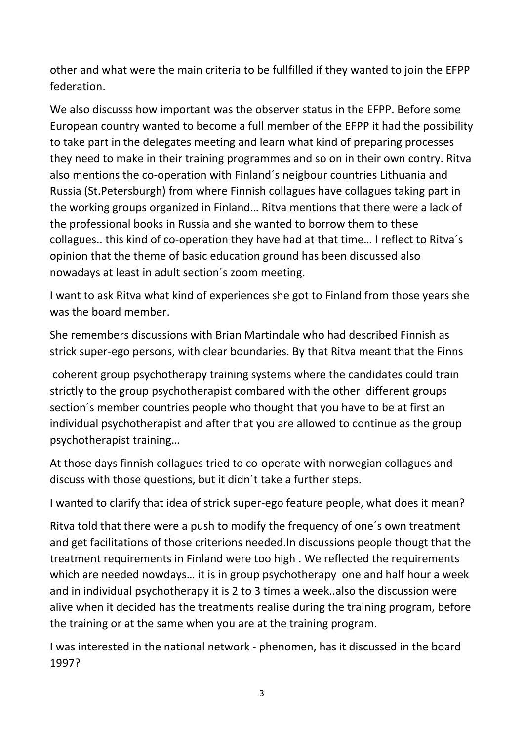other and what were the main criteria to be fullfilled if they wanted to join the EFPP federation.

We also discusss how important was the observer status in the EFPP. Before some European country wanted to become a full member of the EFPP it had the possibility to take part in the delegates meeting and learn what kind of preparing processes they need to make in their training programmes and so on in their own contry. Ritva also mentions the co-operation with Finland´s neigbour countries Lithuania and Russia (St.Petersburgh) from where Finnish collagues have collagues taking part in the working groups organized in Finland… Ritva mentions that there were a lack of the professional books in Russia and she wanted to borrow them to these collagues.. this kind of co-operation they have had at that time… I reflect to Ritva´s opinion that the theme of basic education ground has been discussed also nowadays at least in adult section´s zoom meeting.

I want to ask Ritva what kind of experiences she got to Finland from those years she was the board member.

She remembers discussions with Brian Martindale who had described Finnish as strick super-ego persons, with clear boundaries. By that Ritva meant that the Finns

coherent group psychotherapy training systems where the candidates could train strictly to the group psychotherapist combared with the other different groups section´s member countries people who thought that you have to be at first an individual psychotherapist and after that you are allowed to continue as the group psychotherapist training…

At those days finnish collagues tried to co-operate with norwegian collagues and discuss with those questions, but it didn´t take a further steps.

I wanted to clarify that idea of strick super-ego feature people, what does it mean?

Ritva told that there were a push to modify the frequency of one´s own treatment and get facilitations of those criterions needed.In discussions people thougt that the treatment requirements in Finland were too high . We reflected the requirements which are needed nowdays… it is in group psychotherapy one and half hour a week and in individual psychotherapy it is 2 to 3 times a week..also the discussion were alive when it decided has the treatments realise during the training program, before the training or at the same when you are at the training program.

I was interested in the national network - phenomen, has it discussed in the board 1997?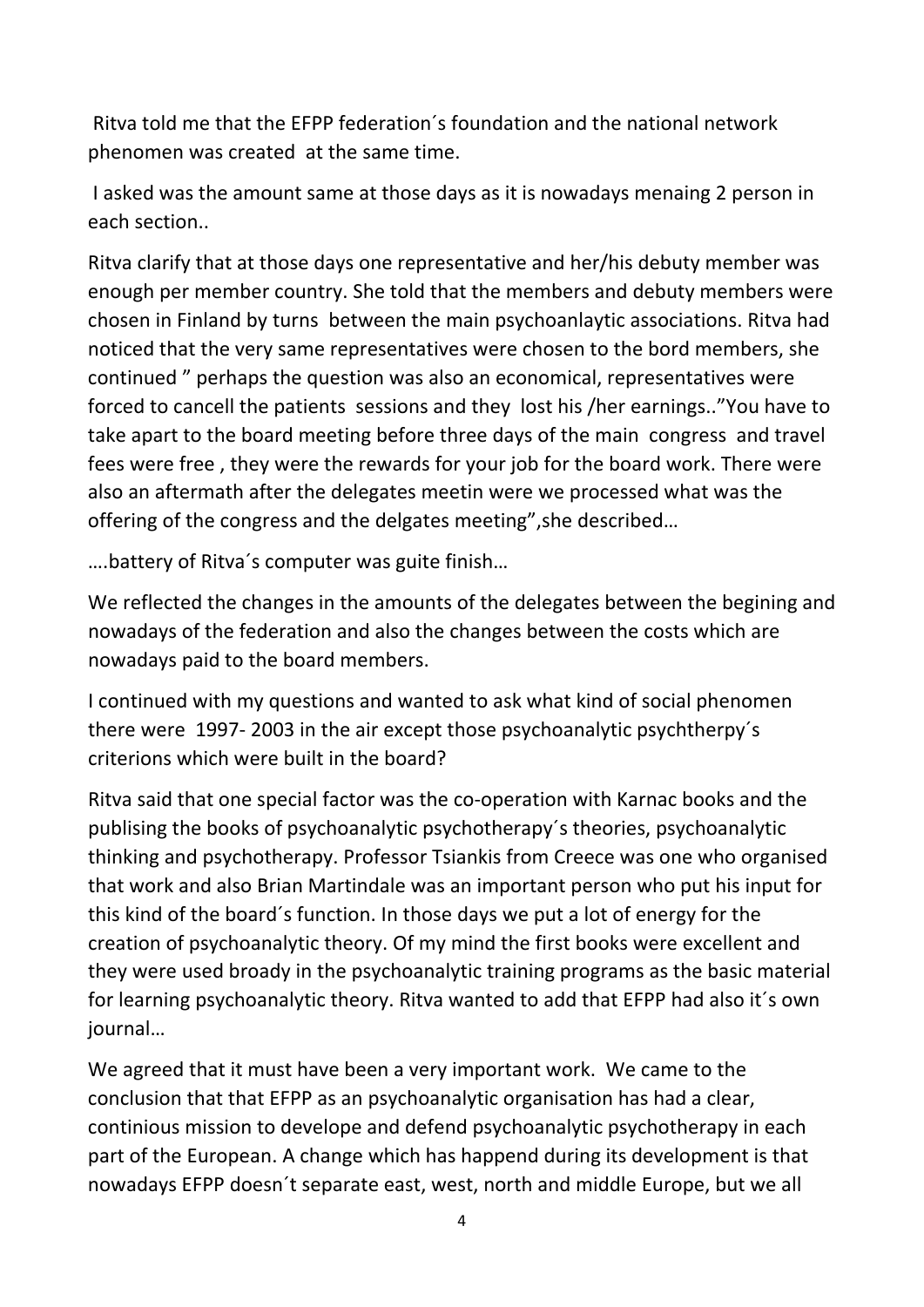Ritva told me that the EFPP federation´s foundation and the national network phenomen was created at the same time.

I asked was the amount same at those days as it is nowadays menaing 2 person in each section..

Ritva clarify that at those days one representative and her/his debuty member was enough per member country. She told that the members and debuty members were chosen in Finland by turns between the main psychoanlaytic associations. Ritva had noticed that the very same representatives were chosen to the bord members, she continued " perhaps the question was also an economical, representatives were forced to cancell the patients sessions and they lost his /her earnings.."You have to take apart to the board meeting before three days of the main congress and travel fees were free , they were the rewards for your job for the board work. There were also an aftermath after the delegates meetin were we processed what was the offering of the congress and the delgates meeting",she described…

….battery of Ritva´s computer was guite finish…

We reflected the changes in the amounts of the delegates between the begining and nowadays of the federation and also the changes between the costs which are nowadays paid to the board members.

I continued with my questions and wanted to ask what kind of social phenomen there were 1997- 2003 in the air except those psychoanalytic psychtherpy´s criterions which were built in the board?

Ritva said that one special factor was the co-operation with Karnac books and the publising the books of psychoanalytic psychotherapy´s theories, psychoanalytic thinking and psychotherapy. Professor Tsiankis from Creece was one who organised that work and also Brian Martindale was an important person who put his input for this kind of the board´s function. In those days we put a lot of energy for the creation of psychoanalytic theory. Of my mind the first books were excellent and they were used broady in the psychoanalytic training programs as the basic material for learning psychoanalytic theory. Ritva wanted to add that EFPP had also it´s own journal…

We agreed that it must have been a very important work. We came to the conclusion that that EFPP as an psychoanalytic organisation has had a clear, continious mission to develope and defend psychoanalytic psychotherapy in each part of the European. A change which has happend during its development is that nowadays EFPP doesn´t separate east, west, north and middle Europe, but we all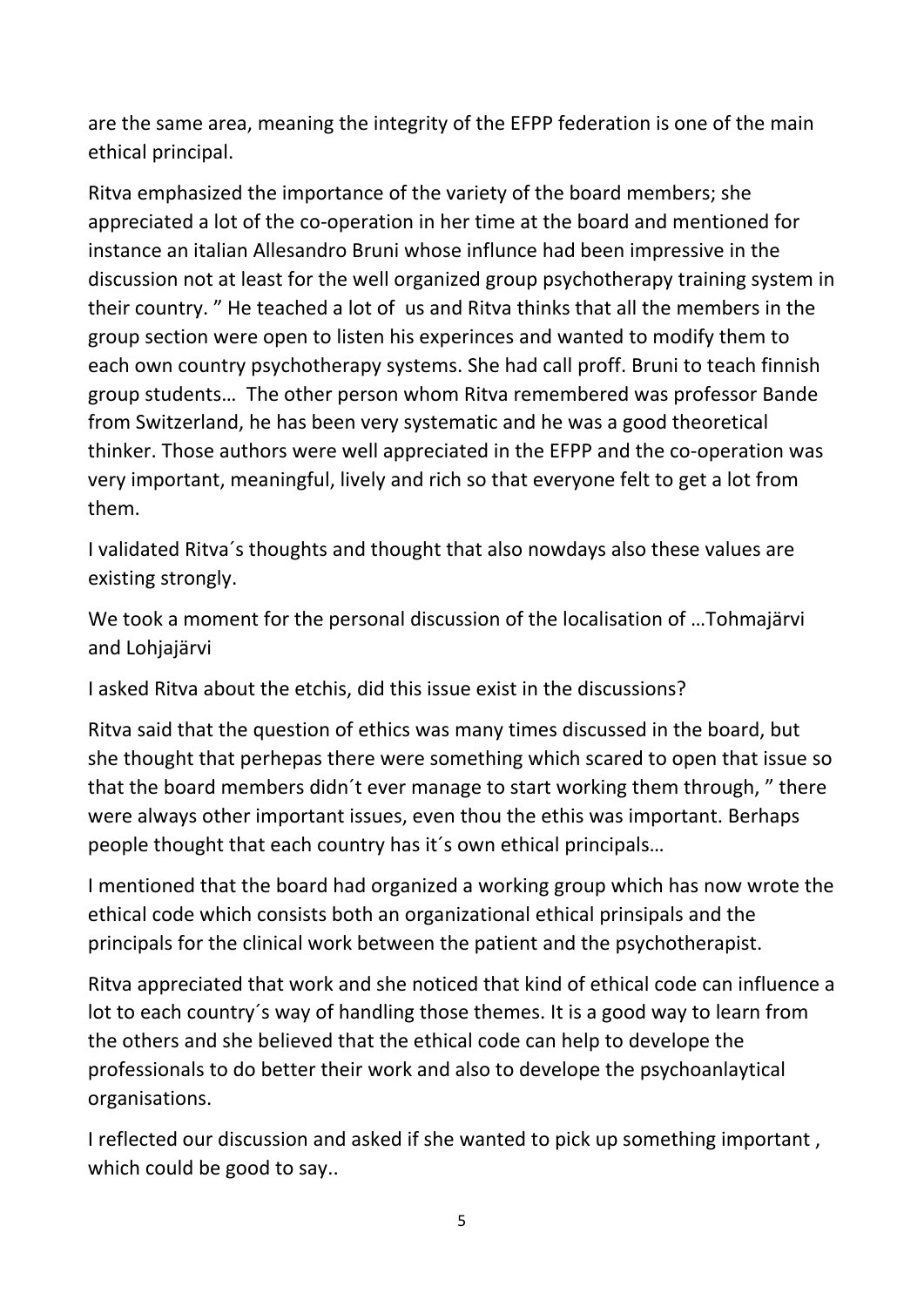are the same area, meaning the integrity of the EFPP federation is one of the main ethical principal.

Ritva emphasized the importance of the variety of the board members; she appreciated a lot of the co-operation in her time at the board and mentioned for instance an italian Allesandro Bruni whose influnce had been impressive in the discussion not at least for the well organized group psychotherapy training system in their country. " He teached a lot of  us and Ritva thinks that all the members in the group section were open to listen his experinces and wanted to modify them to each own country psychotherapy systems. She had call proff. Bruni to teach finnish group students…  The other person whom Ritva remembered was professor Bande from Switzerland, he has been very systematic and he was a good theoretical thinker. Those authors were well appreciated in the EFPP and the co-operation was very important, meaningful, lively and rich so that everyone felt to get a lot from them.

I validated Ritva´s thoughts and thought that also nowdays also these values are existing strongly.

We took a moment for the personal discussion of the localisation of …Tohmajärvi and Lohjajärvi

I asked Ritva about the etchis, did this issue exist in the discussions?

Ritva said that the question of ethics was many times discussed in the board, but she thought that perhepas there were something which scared to open that issue so that the board members didn´t ever manage to start working them through, " there were always other important issues, even thou the ethis was important. Berhaps people thought that each country has it´s own ethical principals…

I mentioned that the board had organized a working group which has now wrote the ethical code which consists both an organizational ethical prinsipals and the principals for the clinical work between the patient and the psychotherapist.

Ritva appreciated that work and she noticed that kind of ethical code can influence a lot to each country´s way of handling those themes. It is a good way to learn from the others and she believed that the ethical code can help to develope the professionals to do better their work and also to develope the psychoanlaytical organisations.

I reflected our discussion and asked if she wanted to pick up something important , which could be good to say..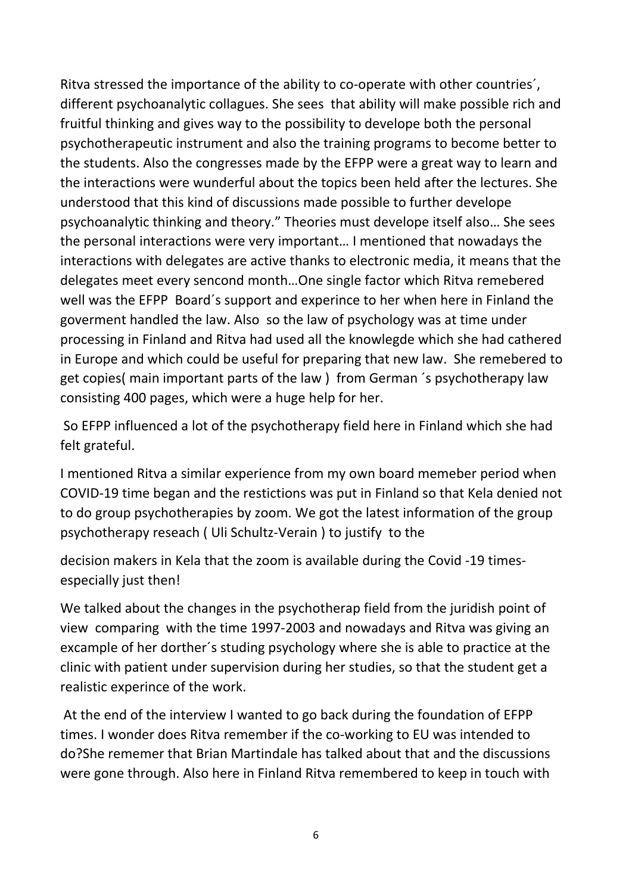Ritva stressed the importance of the ability to co-operate with other countries´, different psychoanalytic collagues. She sees that ability will make possible rich and fruitful thinking and gives way to the possibility to develope both the personal psychotherapeutic instrument and also the training programs to become better to the students. Also the congresses made by the EFPP were a great way to learn and the interactions were wunderful about the topics been held after the lectures. She understood that this kind of discussions made possible to further develope psychoanalytic thinking and theory." Theories must develope itself also… She sees the personal interactions were very important… I mentioned that nowadays the interactions with delegates are active thanks to electronic media, it means that the delegates meet every sencond month…One single factor which Ritva remebered well was the EFPP Board´s support and experince to her when here in Finland the goverment handled the law. Also so the law of psychology was at time under processing in Finland and Ritva had used all the knowlegde which she had cathered in Europe and which could be useful for preparing that new law. She remebered to get copies( main important parts of the law ) from German ´s psychotherapy law consisting 400 pages, which were a huge help for her.

So EFPP influenced a lot of the psychotherapy field here in Finland which she had felt grateful.

I mentioned Ritva a similar experience from my own board memeber period when COVID-19 time began and the restictions was put in Finland so that Kela denied not to do group psychotherapies by zoom. We got the latest information of the group psychotherapy reseach ( Uli Schultz-Verain ) to justify to the

decision makers in Kela that the zoom is available during the Covid -19 times- especially just then!

We talked about the changes in the psychotherap field from the juridish point of view comparing with the time 1997-2003 and nowadays and Ritva was giving an excample of her dorther´s studing psychology where she is able to practice at the clinic with patient under supervision during her studies, so that the student get a realistic experince of the work.

At the end of the interview I wanted to go back during the foundation of EFPP times. I wonder does Ritva remember if the co-working to EU was intended to do?She rememer that Brian Martindale has talked about that and the discussions were gone through. Also here in Finland Ritva remembered to keep in touch with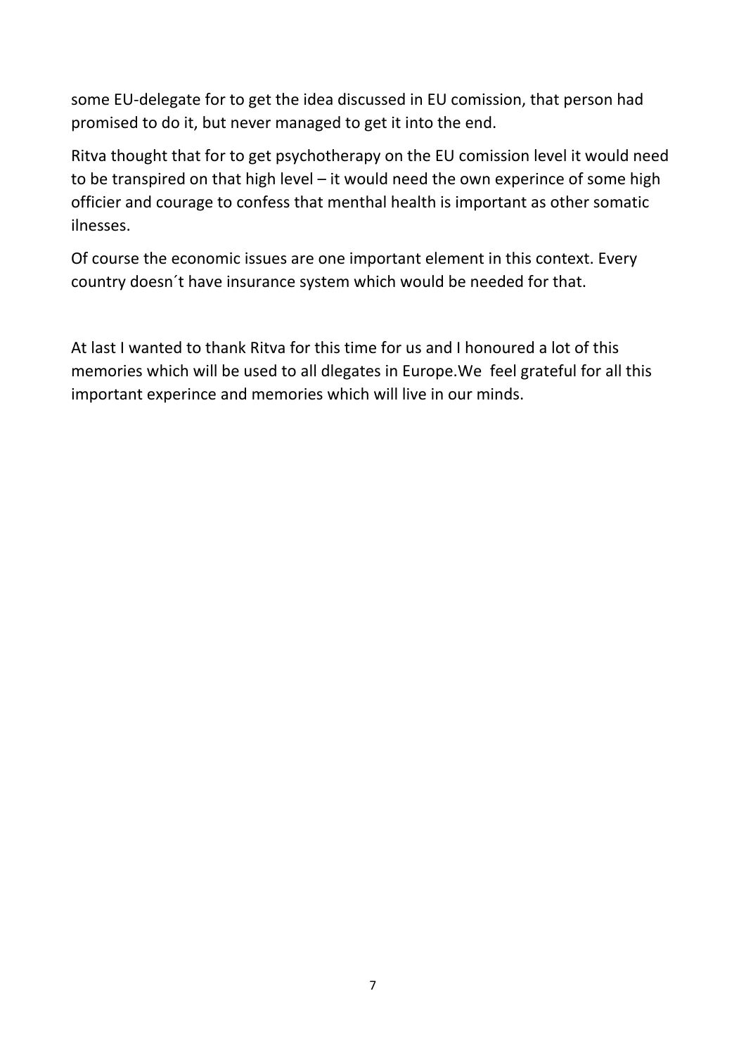some EU-delegate for to get the idea discussed in EU comission, that person had promised to do it, but never managed to get it into the end.

Ritva thought that for to get psychotherapy on the EU comission level it would need to be transpired on that high level – it would need the own experince of some high officier and courage to confess that menthal health is important as other somatic ilnesses.

Of course the economic issues are one important element in this context. Every country doesn´t have insurance system which would be needed for that.

At last I wanted to thank Ritva for this time for us and I honoured a lot of this memories which will be used to all dlegates in Europe.We feel grateful for all this important experince and memories which will live in our minds.